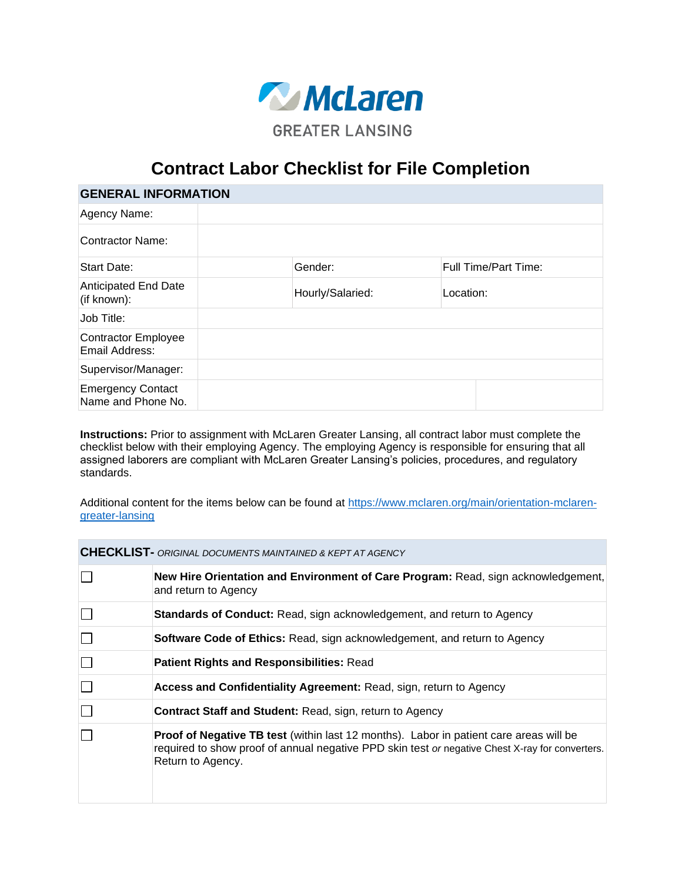McLaren

GREATER LANSING

# Contract Labor Checklist for File Completion

| GENERAL INFORMATION | | | |
|---|---|---|---|
| Agency Name: | | | |
| Contractor Name: | | | |
| Start Date: | | Gender: | Full Time/Part Time: |
| Anticipated End Date (if known): | | Hourly/Salaried: | Location: |
| Job Title: | | | |
| Contractor Employee Email Address: | | | |
| Supervisor/Manager: | | | |
| Emergency Contact Name and Phone No. | | | |

**Instructions:** Prior to assignment with McLaren Greater Lansing, all contract labor must complete the checklist below with their employing Agency. The employing Agency is responsible for ensuring that all assigned laborers are compliant with McLaren Greater Lansing's policies, procedures, and regulatory standards.

Additional content for the items below can be found at [https://www.mclaren.org/main/orientation-mclaren-greater-lansing](https://www.mclaren.org/main/orientation-mclaren-greater-lansing)

| **CHECKLIST-** *ORIGINAL DOCUMENTS MAINTAINED & KEPT AT AGENCY* | |
|---|---|
| ☐ | **New Hire Orientation and Environment of Care Program:** Read, sign acknowledgement, and return to Agency |
| ☐ | **Standards of Conduct:** Read, sign acknowledgement, and return to Agency |
| ☐ | **Software Code of Ethics:** Read, sign acknowledgement, and return to Agency |
| ☐ | **Patient Rights and Responsibilities:** Read |
| ☐ | **Access and Confidentiality Agreement:** Read, sign, return to Agency |
| ☐ | **Contract Staff and Student:** Read, sign, return to Agency |
| ☐ | **Proof of Negative TB test** (within last 12 months). Labor in patient care areas will be required to show proof of annual negative PPD skin test *or* negative Chest X-ray for converters. Return to Agency. |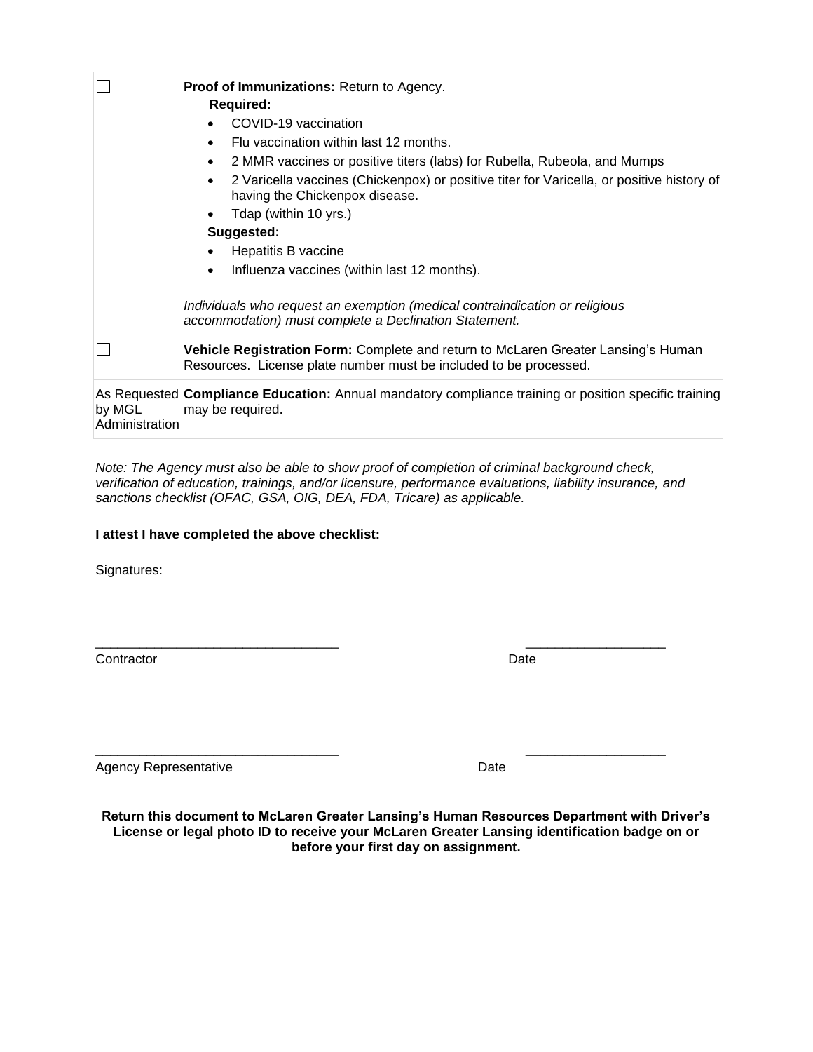| | |
|---|---|
| ☐ | **Proof of Immunizations:** Return to Agency.<br>**Required:**<br>• COVID-19 vaccination<br>• Flu vaccination within last 12 months.<br>• 2 MMR vaccines or positive titers (labs) for Rubella, Rubeola, and Mumps<br>• 2 Varicella vaccines (Chickenpox) or positive titer for Varicella, or positive history of having the Chickenpox disease.<br>• Tdap (within 10 yrs.)<br>**Suggested:**<br>• Hepatitis B vaccine<br>• Influenza vaccines (within last 12 months).<br><br>*Individuals who request an exemption (medical contraindication or religious accommodation) must complete a Declination Statement.* |
| ☐ | **Vehicle Registration Form:** Complete and return to McLaren Greater Lansing's Human Resources. License plate number must be included to be processed. |
| As Requested by MGL Administration | **Compliance Education:** Annual mandatory compliance training or position specific training may be required. |

*Note: The Agency must also be able to show proof of completion of criminal background check, verification of education, trainings, and/or licensure, performance evaluations, liability insurance, and sanctions checklist (OFAC, GSA, OIG, DEA, FDA, Tricare) as applicable.*

**I attest I have completed the above checklist:**

Signatures:

_________________________________ ___________________

Contractor Date

_________________________________ ___________________

Agency Representative Date

**Return this document to McLaren Greater Lansing's Human Resources Department with Driver's License or legal photo ID to receive your McLaren Greater Lansing identification badge on or before your first day on assignment.**